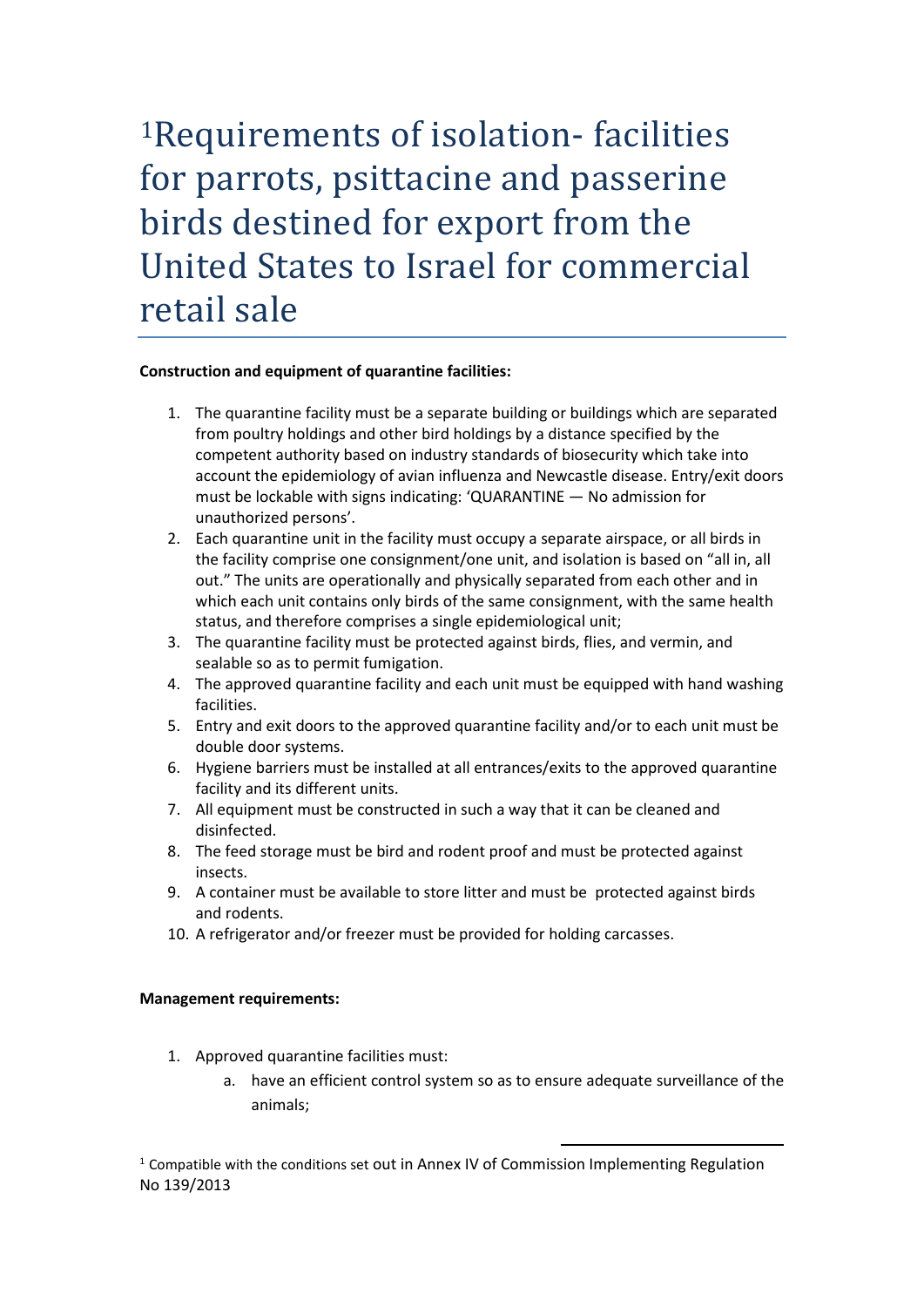# [1]Requirements of isolation- facilities for parrots, psittacine and passerine birds destined for export from the United States to Israel for commercial retail sale

**Construction and equipment of quarantine facilities:**

1. The quarantine facility must be a separate building or buildings which are separated from poultry holdings and other bird holdings by a distance specified by the competent authority based on industry standards of biosecurity which take into account the epidemiology of avian influenza and Newcastle disease. Entry/exit doors must be lockable with signs indicating: 'QUARANTINE — No admission for unauthorized persons'.
2. Each quarantine unit in the facility must occupy a separate airspace, or all birds in the facility comprise one consignment/one unit, and isolation is based on "all in, all out." The units are operationally and physically separated from each other and in which each unit contains only birds of the same consignment, with the same health status, and therefore comprises a single epidemiological unit;
3. The quarantine facility must be protected against birds, flies, and vermin, and sealable so as to permit fumigation.
4. The approved quarantine facility and each unit must be equipped with hand washing facilities.
5. Entry and exit doors to the approved quarantine facility and/or to each unit must be double door systems.
6. Hygiene barriers must be installed at all entrances/exits to the approved quarantine facility and its different units.
7. All equipment must be constructed in such a way that it can be cleaned and disinfected.
8. The feed storage must be bird and rodent proof and must be protected against insects.
9. A container must be available to store litter and must be protected against birds and rodents.
10. A refrigerator and/or freezer must be provided for holding carcasses.

**Management requirements:**

1. Approved quarantine facilities must:
    a. have an efficient control system so as to ensure adequate surveillance of the animals;

---

[1] Compatible with the conditions set out in Annex IV of Commission Implementing Regulation No 139/2013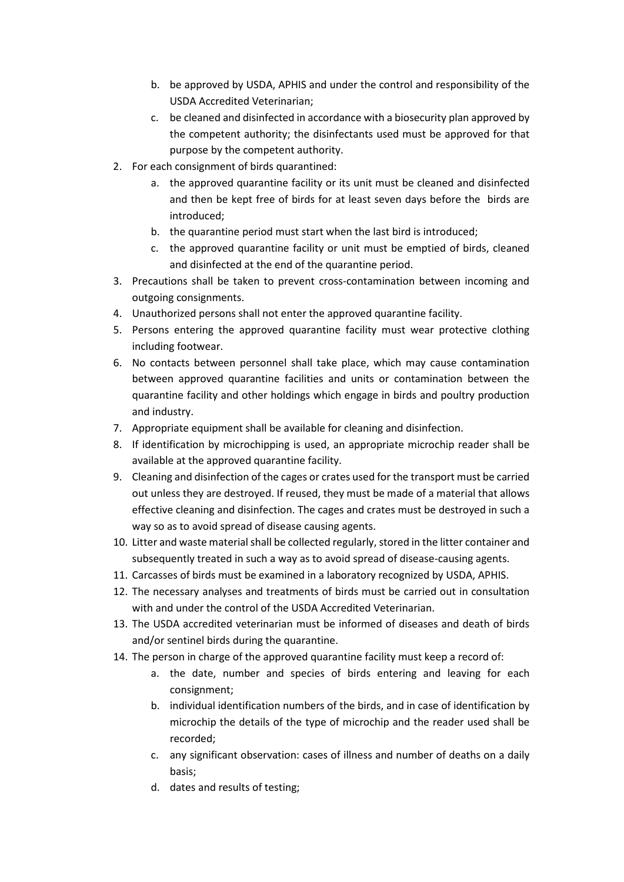b. be approved by USDA, APHIS and under the control and responsibility of the USDA Accredited Veterinarian;
   c. be cleaned and disinfected in accordance with a biosecurity plan approved by the competent authority; the disinfectants used must be approved for that purpose by the competent authority.
2. For each consignment of birds quarantined:
   a. the approved quarantine facility or its unit must be cleaned and disinfected and then be kept free of birds for at least seven days before the birds are introduced;
   b. the quarantine period must start when the last bird is introduced;
   c. the approved quarantine facility or unit must be emptied of birds, cleaned and disinfected at the end of the quarantine period.
3. Precautions shall be taken to prevent cross-contamination between incoming and outgoing consignments.
4. Unauthorized persons shall not enter the approved quarantine facility.
5. Persons entering the approved quarantine facility must wear protective clothing including footwear.
6. No contacts between personnel shall take place, which may cause contamination between approved quarantine facilities and units or contamination between the quarantine facility and other holdings which engage in birds and poultry production and industry.
7. Appropriate equipment shall be available for cleaning and disinfection.
8. If identification by microchipping is used, an appropriate microchip reader shall be available at the approved quarantine facility.
9. Cleaning and disinfection of the cages or crates used for the transport must be carried out unless they are destroyed. If reused, they must be made of a material that allows effective cleaning and disinfection. The cages and crates must be destroyed in such a way so as to avoid spread of disease causing agents.
10. Litter and waste material shall be collected regularly, stored in the litter container and subsequently treated in such a way as to avoid spread of disease-causing agents.
11. Carcasses of birds must be examined in a laboratory recognized by USDA, APHIS.
12. The necessary analyses and treatments of birds must be carried out in consultation with and under the control of the USDA Accredited Veterinarian.
13. The USDA accredited veterinarian must be informed of diseases and death of birds and/or sentinel birds during the quarantine.
14. The person in charge of the approved quarantine facility must keep a record of:
    a. the date, number and species of birds entering and leaving for each consignment;
    b. individual identification numbers of the birds, and in case of identification by microchip the details of the type of microchip and the reader used shall be recorded;
    c. any significant observation: cases of illness and number of deaths on a daily basis;
    d. dates and results of testing;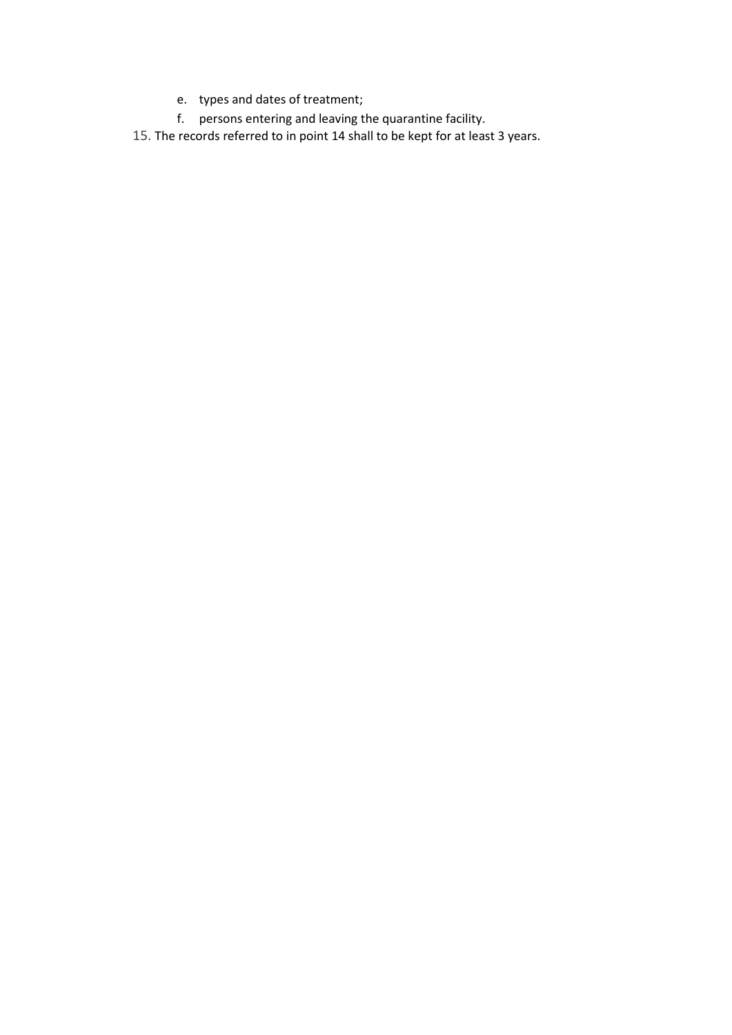e. types and dates of treatment;
   f. persons entering and leaving the quarantine facility.

15. The records referred to in point 14 shall to be kept for at least 3 years.